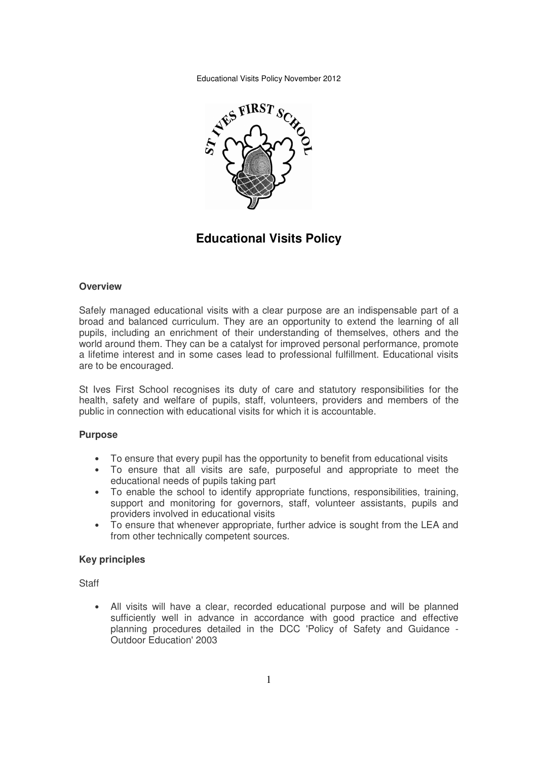# Educational Visits Policy

## Overview

Safely managed educational visits with a clear purpose are an indispensable part of a broad and balanced curriculum. They are an opportunity to extend the learning of all pupils, including an enrichment of their understanding of themselves, others and the world around them. They can be a catalyst for improved personal performance, promote a lifetime interest and in some cases lead to professional fulfillment. Educational visits are to be encouraged.

St Ives First School recognises its duty of care and statutory responsibilities for the health, safety and welfare of pupils, staff, volunteers, providers and members of the public in connection with educational visits for which it is accountable.

## Purpose

- To ensure that every pupil has the opportunity to benefit from educational visits
- To ensure that all visits are safe, purposeful and appropriate to meet the educational needs of pupils taking part
- To enable the school to identify appropriate functions, responsibilities, training, support and monitoring for governors, staff, volunteer assistants, pupils and providers involved in educational visits
- To ensure that whenever appropriate, further advice is sought from the LEA and from other technically competent sources.

## Key principles

Staff

- All visits will have a clear, recorded educational purpose and will be planned sufficiently well in advance in accordance with good practice and effective planning procedures detailed in the DCC 'Policy of Safety and Guidance - Outdoor Education' 2003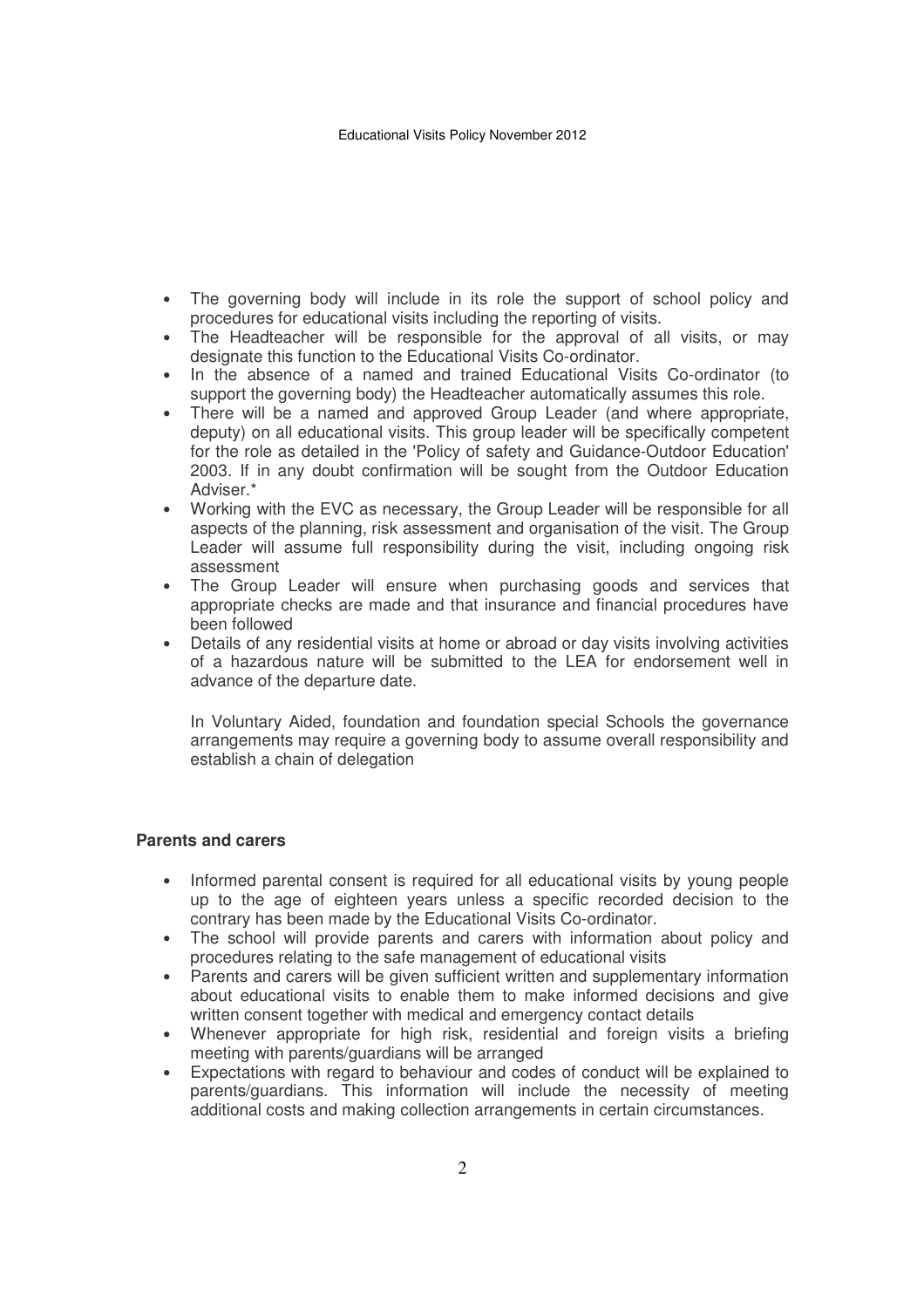- The governing body will include in its role the support of school policy and procedures for educational visits including the reporting of visits.
- The Headteacher will be responsible for the approval of all visits, or may designate this function to the Educational Visits Co-ordinator.
- In the absence of a named and trained Educational Visits Co-ordinator (to support the governing body) the Headteacher automatically assumes this role.
- There will be a named and approved Group Leader (and where appropriate, deputy) on all educational visits. This group leader will be specifically competent for the role as detailed in the 'Policy of safety and Guidance-Outdoor Education' 2003. If in any doubt confirmation will be sought from the Outdoor Education Adviser.*
- Working with the EVC as necessary, the Group Leader will be responsible for all aspects of the planning, risk assessment and organisation of the visit. The Group Leader will assume full responsibility during the visit, including ongoing risk assessment
- The Group Leader will ensure when purchasing goods and services that appropriate checks are made and that insurance and financial procedures have been followed
- Details of any residential visits at home or abroad or day visits involving activities of a hazardous nature will be submitted to the LEA for endorsement well in advance of the departure date.

  In Voluntary Aided, foundation and foundation special Schools the governance arrangements may require a governing body to assume overall responsibility and establish a chain of delegation

**Parents and carers**

- Informed parental consent is required for all educational visits by young people up to the age of eighteen years unless a specific recorded decision to the contrary has been made by the Educational Visits Co-ordinator.
- The school will provide parents and carers with information about policy and procedures relating to the safe management of educational visits
- Parents and carers will be given sufficient written and supplementary information about educational visits to enable them to make informed decisions and give written consent together with medical and emergency contact details
- Whenever appropriate for high risk, residential and foreign visits a briefing meeting with parents/guardians will be arranged
- Expectations with regard to behaviour and codes of conduct will be explained to parents/guardians. This information will include the necessity of meeting additional costs and making collection arrangements in certain circumstances.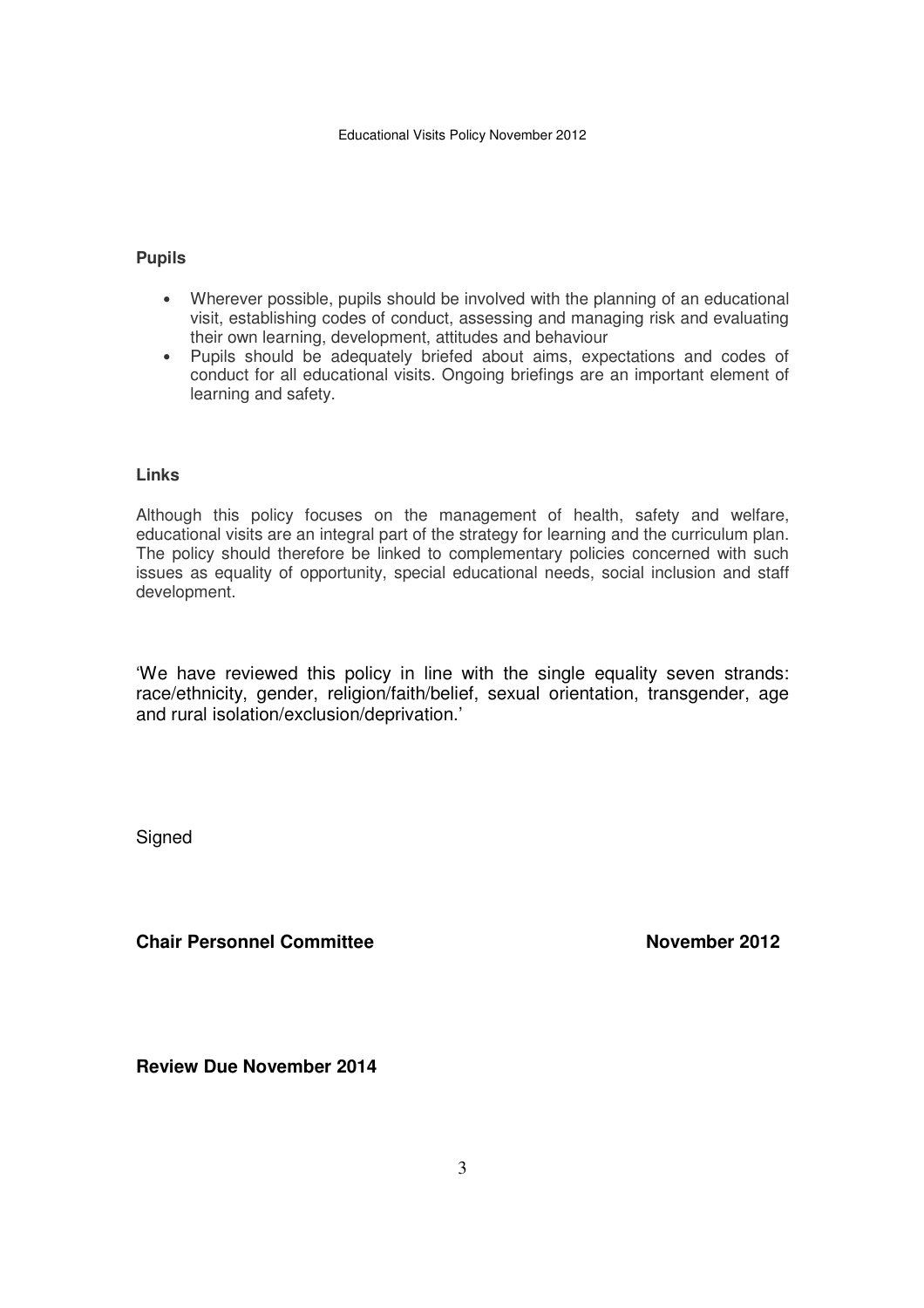**Pupils**

- Wherever possible, pupils should be involved with the planning of an educational visit, establishing codes of conduct, assessing and managing risk and evaluating their own learning, development, attitudes and behaviour
- Pupils should be adequately briefed about aims, expectations and codes of conduct for all educational visits. Ongoing briefings are an important element of learning and safety.

**Links**

Although this policy focuses on the management of health, safety and welfare, educational visits are an integral part of the strategy for learning and the curriculum plan. The policy should therefore be linked to complementary policies concerned with such issues as equality of opportunity, special educational needs, social inclusion and staff development.

'We have reviewed this policy in line with the single equality seven strands: race/ethnicity, gender, religion/faith/belief, sexual orientation, transgender, age and rural isolation/exclusion/deprivation.'

Signed

**Chair Personnel Committee** **November 2012**

**Review Due November 2014**